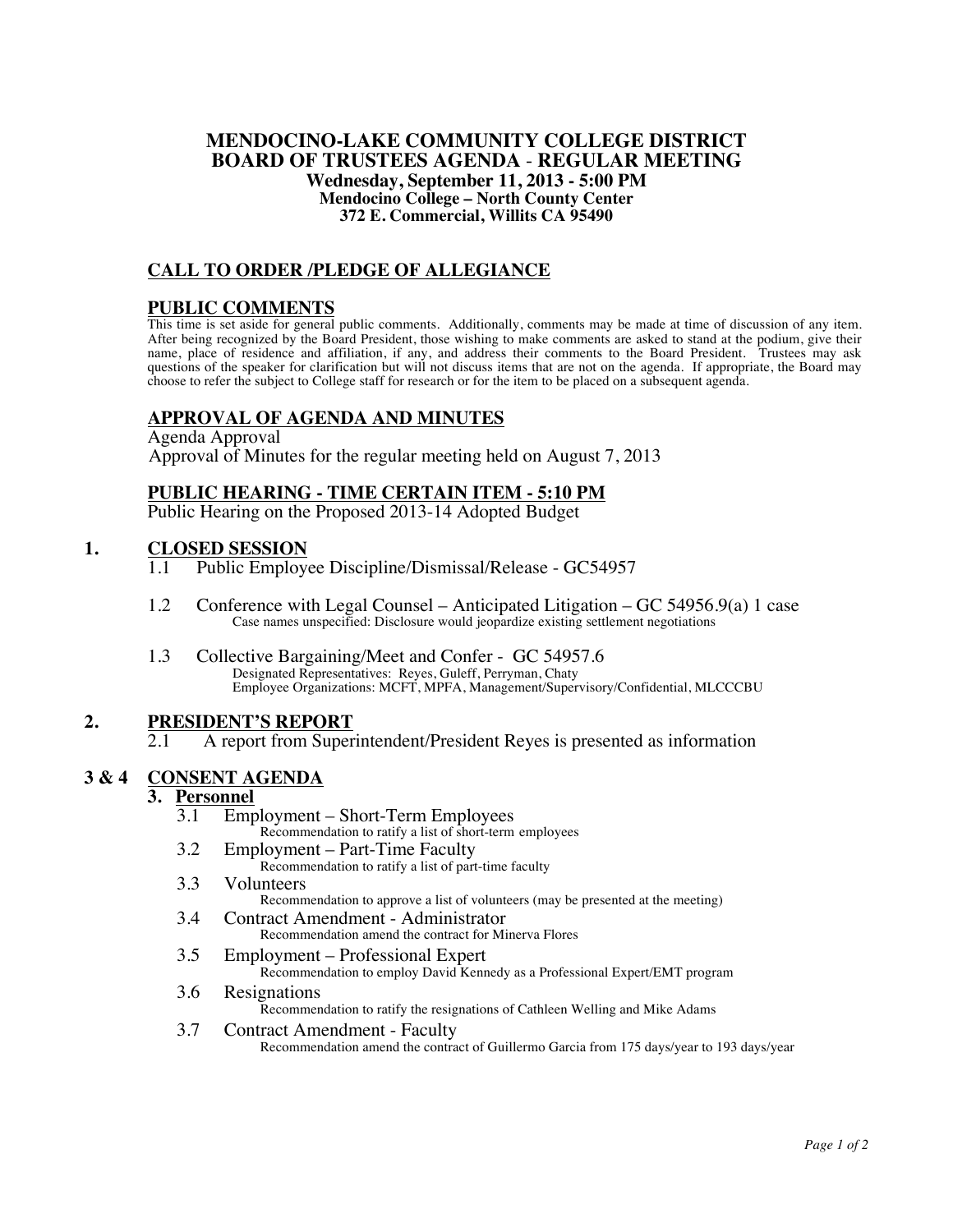# MENDOCINO-LAKE COMMUNITY COLLEGE DISTRICT
## BOARD OF TRUSTEES AGENDA - REGULAR MEETING

**Wednesday, September 11, 2013 - 5:00 PM**
**Mendocino College – North County Center**
**372 E. Commercial, Willits CA 95490**

## CALL TO ORDER /PLEDGE OF ALLEGIANCE

## PUBLIC COMMENTS

This time is set aside for general public comments. Additionally, comments may be made at time of discussion of any item. After being recognized by the Board President, those wishing to make comments are asked to stand at the podium, give their name, place of residence and affiliation, if any, and address their comments to the Board President. Trustees may ask questions of the speaker for clarification but will not discuss items that are not on the agenda. If appropriate, the Board may choose to refer the subject to College staff for research or for the item to be placed on a subsequent agenda.

## APPROVAL OF AGENDA AND MINUTES

Agenda Approval
Approval of Minutes for the regular meeting held on August 7, 2013

## PUBLIC HEARING - TIME CERTAIN ITEM - 5:10 PM

Public Hearing on the Proposed 2013-14 Adopted Budget

## 1. CLOSED SESSION

1.1 Public Employee Discipline/Dismissal/Release - GC54957

1.2 Conference with Legal Counsel – Anticipated Litigation – GC 54956.9(a) 1 case
Case names unspecified: Disclosure would jeopardize existing settlement negotiations

1.3 Collective Bargaining/Meet and Confer - GC 54957.6
Designated Representatives: Reyes, Guleff, Perryman, Chaty
Employee Organizations: MCFT, MPFA, Management/Supervisory/Confidential, MLCCCBU

## 2. PRESIDENT'S REPORT

2.1 A report from Superintendent/President Reyes is presented as information

## 3 & 4 CONSENT AGENDA

### 3. Personnel

3.1 Employment – Short-Term Employees
Recommendation to ratify a list of short-term employees

3.2 Employment – Part-Time Faculty
Recommendation to ratify a list of part-time faculty

3.3 Volunteers
Recommendation to approve a list of volunteers (may be presented at the meeting)

3.4 Contract Amendment - Administrator
Recommendation amend the contract for Minerva Flores

3.5 Employment – Professional Expert
Recommendation to employ David Kennedy as a Professional Expert/EMT program

3.6 Resignations
Recommendation to ratify the resignations of Cathleen Welling and Mike Adams

3.7 Contract Amendment - Faculty
Recommendation amend the contract of Guillermo Garcia from 175 days/year to 193 days/year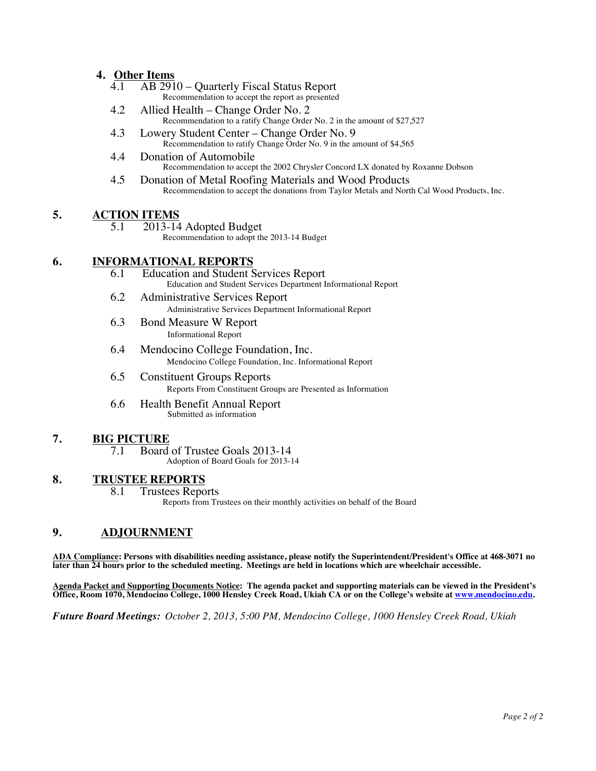## 4. Other Items

4.1 AB 2910 – Quarterly Fiscal Status Report
Recommendation to accept the report as presented

4.2 Allied Health – Change Order No. 2
Recommendation to a ratify Change Order No. 2 in the amount of $27,527

4.3 Lowery Student Center – Change Order No. 9
Recommendation to ratify Change Order No. 9 in the amount of $4,565

4.4 Donation of Automobile
Recommendation to accept the 2002 Chrysler Concord LX donated by Roxanne Dobson

4.5 Donation of Metal Roofing Materials and Wood Products
Recommendation to accept the donations from Taylor Metals and North Cal Wood Products, Inc.

## 5. ACTION ITEMS

5.1 2013-14 Adopted Budget
Recommendation to adopt the 2013-14 Budget

## 6. INFORMATIONAL REPORTS

6.1 Education and Student Services Report
Education and Student Services Department Informational Report

6.2 Administrative Services Report
Administrative Services Department Informational Report

6.3 Bond Measure W Report
Informational Report

6.4 Mendocino College Foundation, Inc.
Mendocino College Foundation, Inc. Informational Report

6.5 Constituent Groups Reports
Reports From Constituent Groups are Presented as Information

6.6 Health Benefit Annual Report
Submitted as information

## 7. BIG PICTURE

7.1 Board of Trustee Goals 2013-14
Adoption of Board Goals for 2013-14

## 8. TRUSTEE REPORTS

8.1 Trustees Reports
Reports from Trustees on their monthly activities on behalf of the Board

## 9. ADJOURNMENT

**ADA Compliance: Persons with disabilities needing assistance, please notify the Superintendent/President's Office at 468-3071 no later than 24 hours prior to the scheduled meeting. Meetings are held in locations which are wheelchair accessible.**

**Agenda Packet and Supporting Documents Notice: The agenda packet and supporting materials can be viewed in the President's Office, Room 1070, Mendocino College, 1000 Hensley Creek Road, Ukiah CA or on the College's website at www.mendocino.edu.**

***Future Board Meetings:*** *October 2, 2013, 5:00 PM, Mendocino College, 1000 Hensley Creek Road, Ukiah*